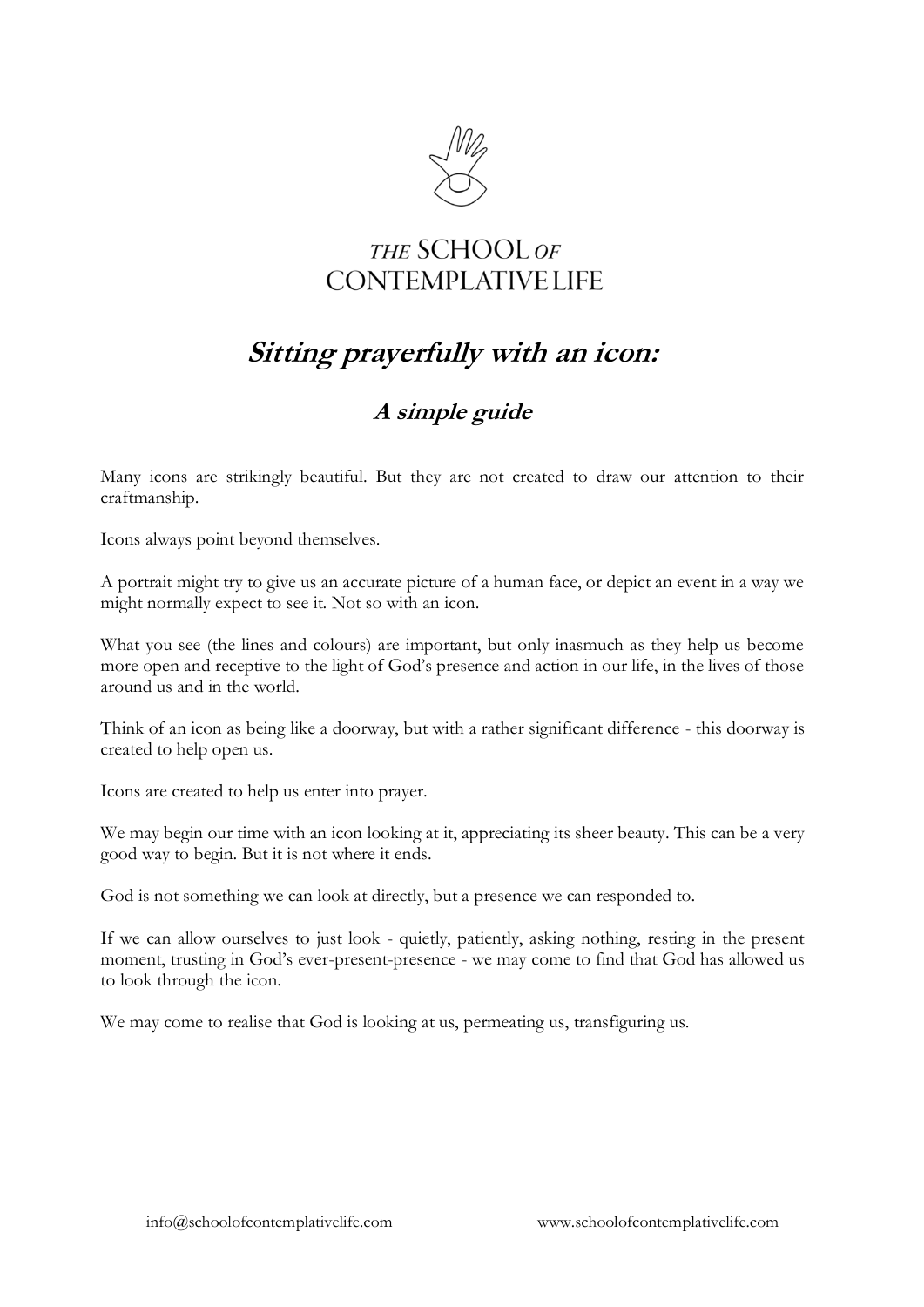THE SCHOOL OF CONTEMPLATIVE LIFE

# *Sitting prayerfully with an icon:*

## *A simple guide*

Many icons are strikingly beautiful. But they are not created to draw our attention to their craftmanship.

Icons always point beyond themselves.

A portrait might try to give us an accurate picture of a human face, or depict an event in a way we might normally expect to see it. Not so with an icon.

What you see (the lines and colours) are important, but only inasmuch as they help us become more open and receptive to the light of God's presence and action in our life, in the lives of those around us and in the world.

Think of an icon as being like a doorway, but with a rather significant difference - this doorway is created to help open us.

Icons are created to help us enter into prayer.

We may begin our time with an icon looking at it, appreciating its sheer beauty. This can be a very good way to begin. But it is not where it ends.

God is not something we can look at directly, but a presence we can responded to.

If we can allow ourselves to just look - quietly, patiently, asking nothing, resting in the present moment, trusting in God's ever-present-presence - we may come to find that God has allowed us to look through the icon.

We may come to realise that God is looking at us, permeating us, transfiguring us.

info@schoolofcontemplativelife.com www.schoolofcontemplativelife.com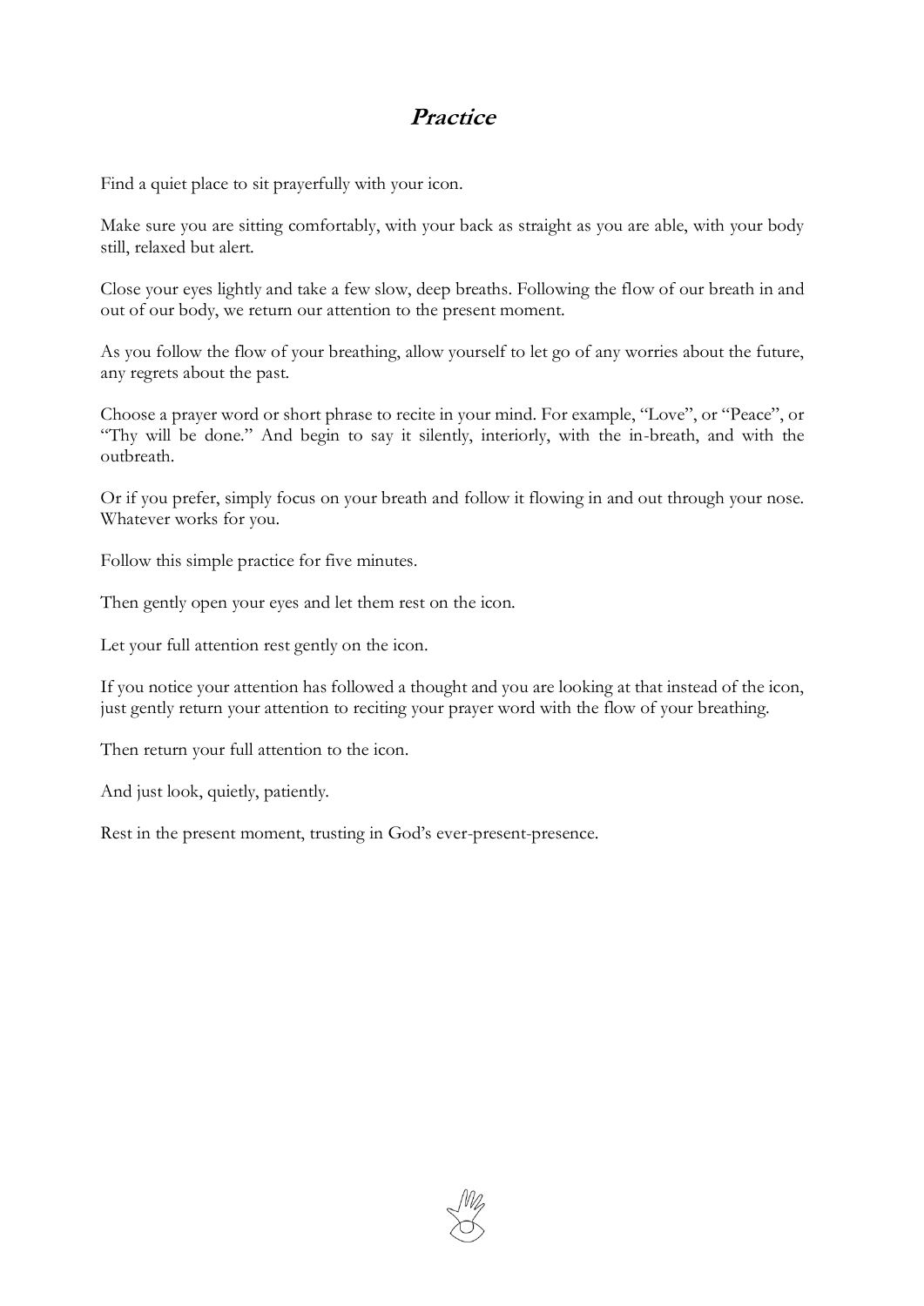# ***Practice***

Find a quiet place to sit prayerfully with your icon.

Make sure you are sitting comfortably, with your back as straight as you are able, with your body still, relaxed but alert.

Close your eyes lightly and take a few slow, deep breaths. Following the flow of our breath in and out of our body, we return our attention to the present moment.

As you follow the flow of your breathing, allow yourself to let go of any worries about the future, any regrets about the past.

Choose a prayer word or short phrase to recite in your mind. For example, "Love", or "Peace", or "Thy will be done." And begin to say it silently, interiorly, with the in-breath, and with the outbreath.

Or if you prefer, simply focus on your breath and follow it flowing in and out through your nose. Whatever works for you.

Follow this simple practice for five minutes.

Then gently open your eyes and let them rest on the icon.

Let your full attention rest gently on the icon.

If you notice your attention has followed a thought and you are looking at that instead of the icon, just gently return your attention to reciting your prayer word with the flow of your breathing.

Then return your full attention to the icon.

And just look, quietly, patiently.

Rest in the present moment, trusting in God's ever-present-presence.